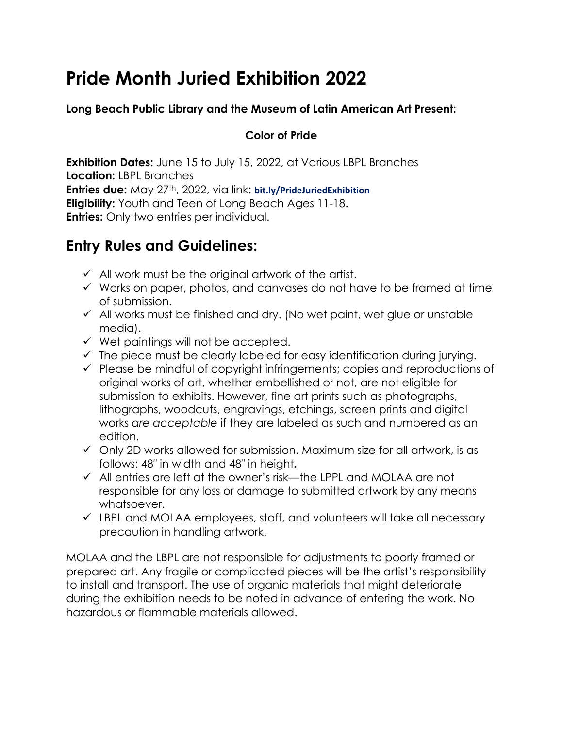# Pride Month Juried Exhibition 2022

**Long Beach Public Library and the Museum of Latin American Art Present:**

**Color of Pride**

**Exhibition Dates:** June 15 to July 15, 2022, at Various LBPL Branches
**Location:** LBPL Branches
**Entries due:** May 27th, 2022, via link: **bit.ly/PrideJuriedExhibition**
**Eligibility:** Youth and Teen of Long Beach Ages 11-18.
**Entries:** Only two entries per individual.

## Entry Rules and Guidelines:

- ✓ All work must be the original artwork of the artist.
- ✓ Works on paper, photos, and canvases do not have to be framed at time of submission.
- ✓ All works must be finished and dry. (No wet paint, wet glue or unstable media).
- ✓ Wet paintings will not be accepted.
- ✓ The piece must be clearly labeled for easy identification during jurying.
- ✓ Please be mindful of copyright infringements; copies and reproductions of original works of art, whether embellished or not, are not eligible for submission to exhibits. However, fine art prints such as photographs, lithographs, woodcuts, engravings, etchings, screen prints and digital works *are acceptable* if they are labeled as such and numbered as an edition.
- ✓ Only 2D works allowed for submission. Maximum size for all artwork, is as follows: 48" in width and 48" in height**.**
- ✓ All entries are left at the owner's risk—the LPPL and MOLAA are not responsible for any loss or damage to submitted artwork by any means whatsoever.
- ✓ LBPL and MOLAA employees, staff, and volunteers will take all necessary precaution in handling artwork.

MOLAA and the LBPL are not responsible for adjustments to poorly framed or prepared art. Any fragile or complicated pieces will be the artist's responsibility to install and transport. The use of organic materials that might deteriorate during the exhibition needs to be noted in advance of entering the work. No hazardous or flammable materials allowed.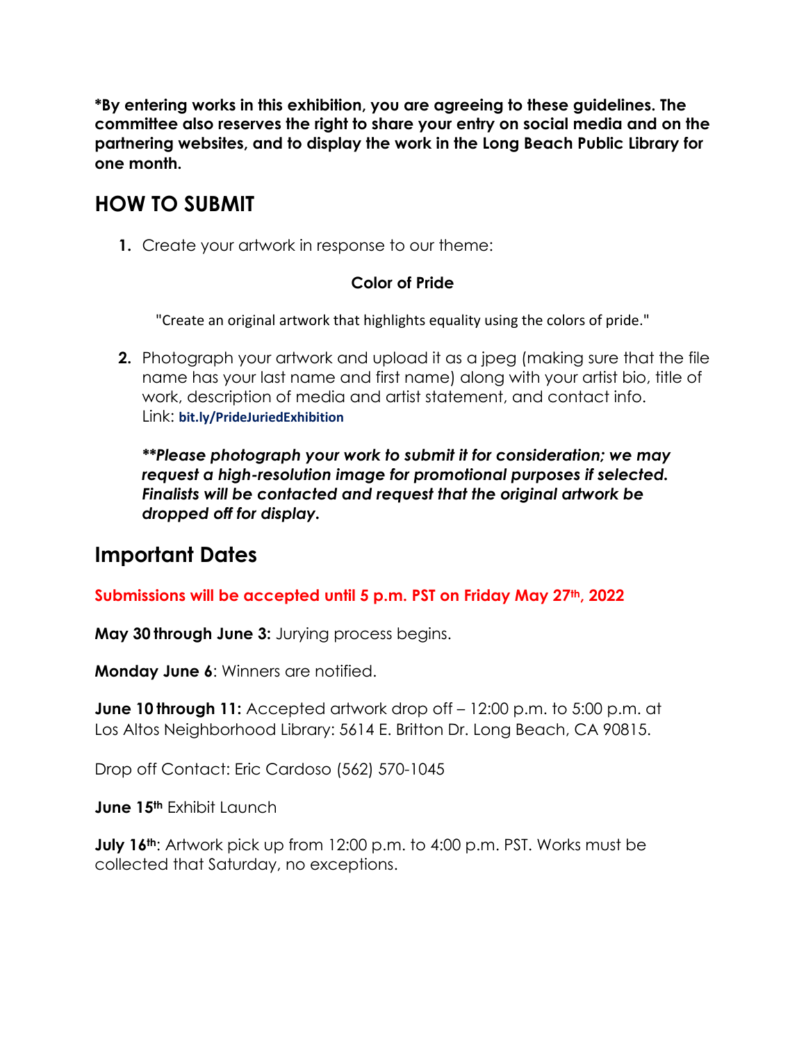**\*By entering works in this exhibition, you are agreeing to these guidelines. The committee also reserves the right to share your entry on social media and on the partnering websites, and to display the work in the Long Beach Public Library for one month.**

## HOW TO SUBMIT

1. Create your artwork in response to our theme:

   **Color of Pride**

   "Create an original artwork that highlights equality using the colors of pride."

2. Photograph your artwork and upload it as a jpeg (making sure that the file name has your last name and first name) along with your artist bio, title of work, description of media and artist statement, and contact info. Link: **bit.ly/PrideJuriedExhibition**

   ***\*\*Please photograph your work to submit it for consideration; we may request a high-resolution image for promotional purposes if selected. Finalists will be contacted and request that the original artwork be dropped off for display.***

## Important Dates

**Submissions will be accepted until 5 p.m. PST on Friday May 27th, 2022**

**May 30 through June 3:** Jurying process begins.

**Monday June 6**: Winners are notified.

**June 10 through 11:** Accepted artwork drop off – 12:00 p.m. to 5:00 p.m. at Los Altos Neighborhood Library: 5614 E. Britton Dr. Long Beach, CA 90815.

Drop off Contact: Eric Cardoso (562) 570-1045

**June 15th** Exhibit Launch

**July 16th**: Artwork pick up from 12:00 p.m. to 4:00 p.m. PST. Works must be collected that Saturday, no exceptions.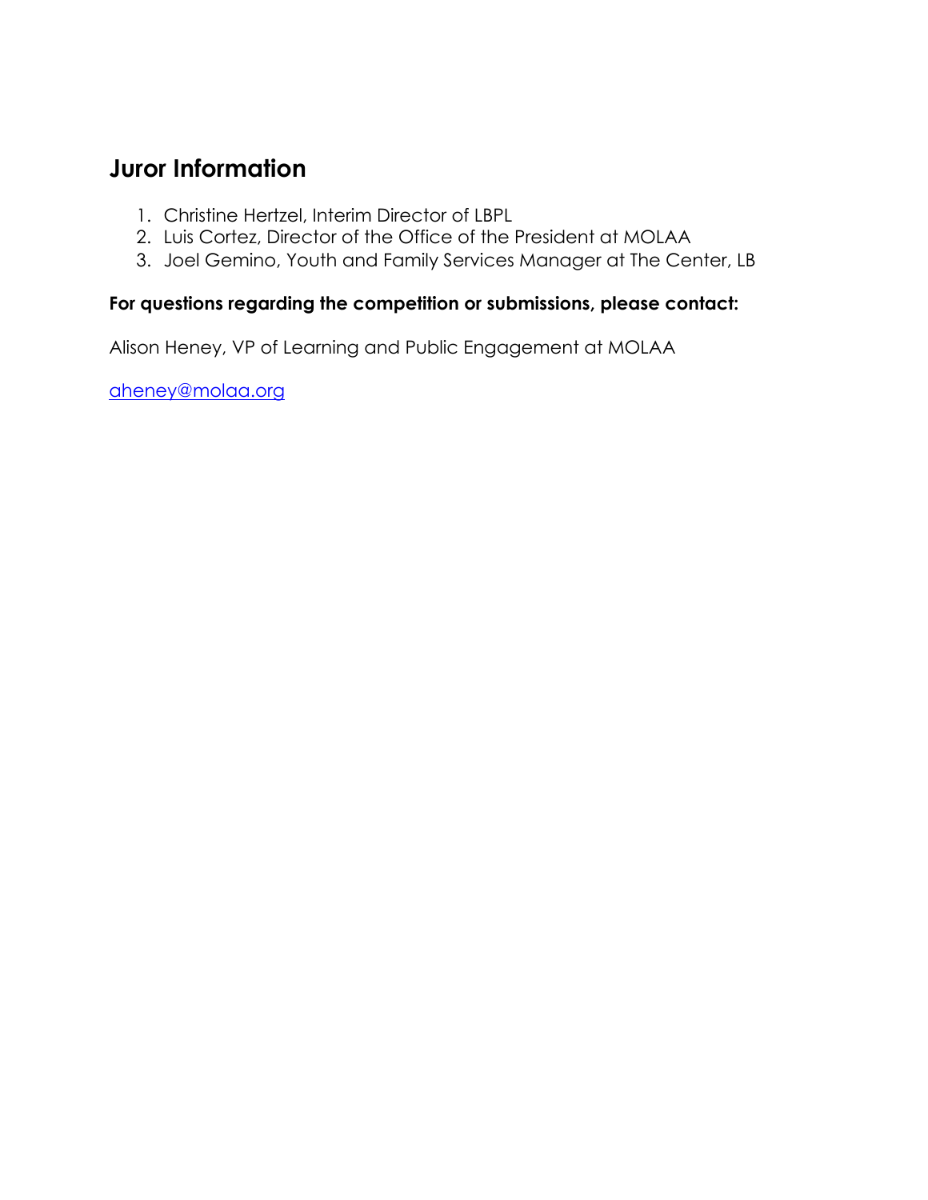## Juror Information

1. Christine Hertzel, Interim Director of LBPL
2. Luis Cortez, Director of the Office of the President at MOLAA
3. Joel Gemino, Youth and Family Services Manager at The Center, LB

**For questions regarding the competition or submissions, please contact:**

Alison Heney, VP of Learning and Public Engagement at MOLAA

[aheney@molaa.org](mailto:aheney@molaa.org)